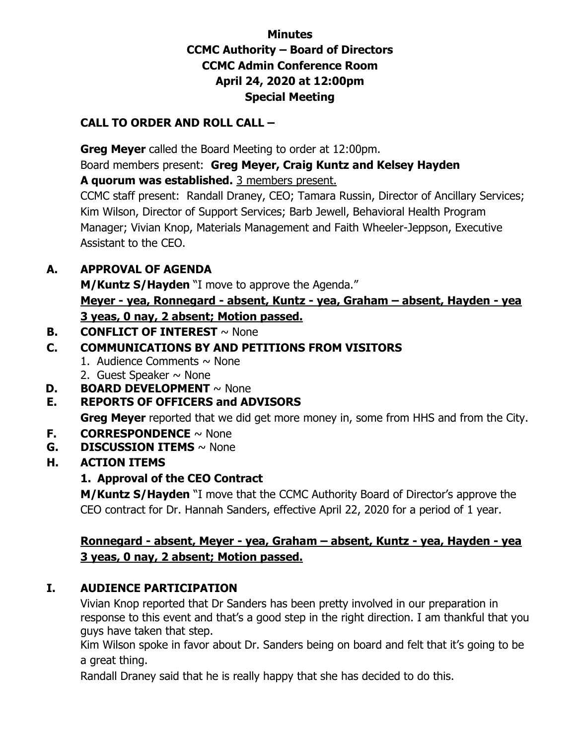# Minutes
# CCMC Authority – Board of Directors
# CCMC Admin Conference Room
# April 24, 2020 at 12:00pm
# Special Meeting

## CALL TO ORDER AND ROLL CALL –

**Greg Meyer** called the Board Meeting to order at 12:00pm.

Board members present: **Greg Meyer, Craig Kuntz and Kelsey Hayden**

**A quorum was established.** <u>3 members present.</u>

CCMC staff present: Randall Draney, CEO; Tamara Russin, Director of Ancillary Services; Kim Wilson, Director of Support Services; Barb Jewell, Behavioral Health Program Manager; Vivian Knop, Materials Management and Faith Wheeler-Jeppson, Executive Assistant to the CEO.

## A. APPROVAL OF AGENDA

**M/Kuntz S/Hayden** "I move to approve the Agenda."

**<u>Meyer - yea, Ronnegard - absent, Kuntz - yea, Graham – absent, Hayden - yea</u>**
**<u>3 yeas, 0 nay, 2 absent; Motion passed.</u>**

## B. CONFLICT OF INTEREST ~ None

## C. COMMUNICATIONS BY AND PETITIONS FROM VISITORS

1. Audience Comments ~ None
2. Guest Speaker ~ None

## D. BOARD DEVELOPMENT ~ None

## E. REPORTS OF OFFICERS and ADVISORS

**Greg Meyer** reported that we did get more money in, some from HHS and from the City.

## F. CORRESPONDENCE ~ None

## G. DISCUSSION ITEMS ~ None

## H. ACTION ITEMS

### 1. Approval of the CEO Contract

**M/Kuntz S/Hayden** "I move that the CCMC Authority Board of Director's approve the CEO contract for Dr. Hannah Sanders, effective April 22, 2020 for a period of 1 year.

**<u>Ronnegard - absent, Meyer - yea, Graham – absent, Kuntz - yea, Hayden - yea</u>**
**<u>3 yeas, 0 nay, 2 absent; Motion passed.</u>**

## I. AUDIENCE PARTICIPATION

Vivian Knop reported that Dr Sanders has been pretty involved in our preparation in response to this event and that's a good step in the right direction. I am thankful that you guys have taken that step.

Kim Wilson spoke in favor about Dr. Sanders being on board and felt that it's going to be a great thing.

Randall Draney said that he is really happy that she has decided to do this.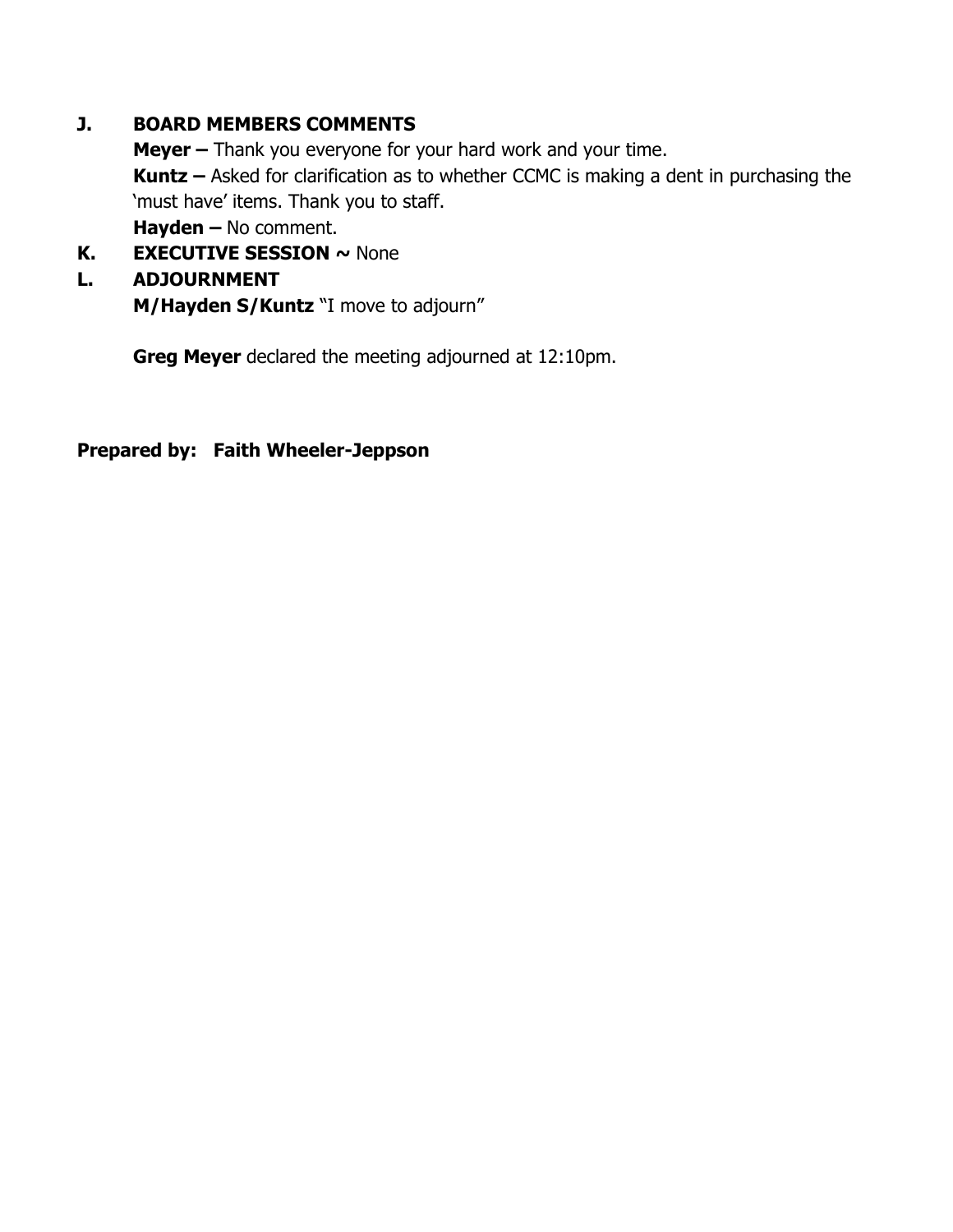**J. BOARD MEMBERS COMMENTS**

**Meyer –** Thank you everyone for your hard work and your time.

**Kuntz –** Asked for clarification as to whether CCMC is making a dent in purchasing the 'must have' items. Thank you to staff.

**Hayden –** No comment.

**K. EXECUTIVE SESSION ~** None

**L. ADJOURNMENT**

**M/Hayden S/Kuntz** "I move to adjourn"

**Greg Meyer** declared the meeting adjourned at 12:10pm.

**Prepared by: Faith Wheeler-Jeppson**